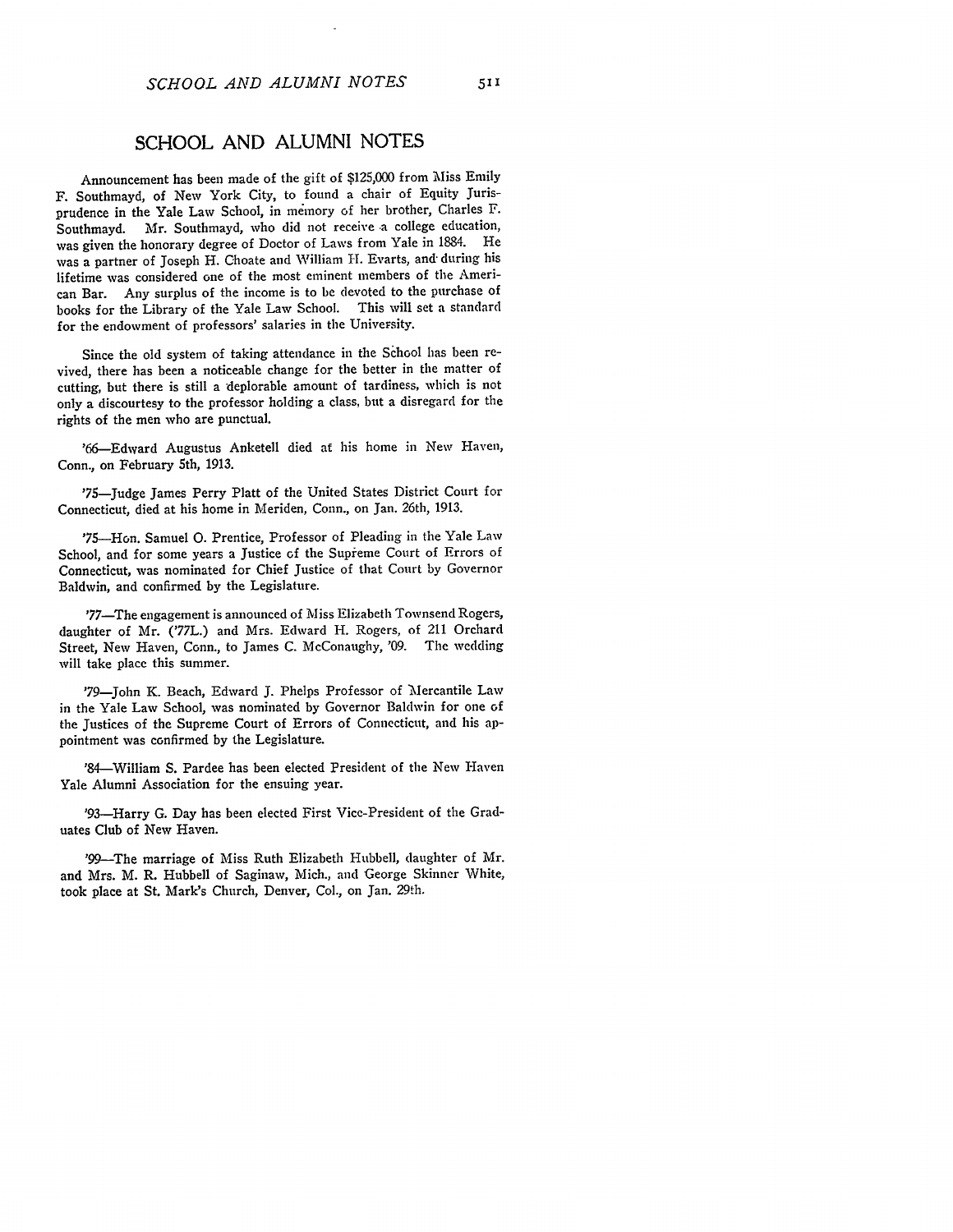## SCHOOL AND ALUMNI NOTES

Announcement has been made of the gift of $125,000 from Miss Emily F. Southmayd, of New York City, to found a chair of Equity Jurisprudence in the Yale Law School, in memory of her brother, Charles F. Southmayd. Mr. Southmayd, who did not receive a college education, was given the honorary degree of Doctor of Laws from Yale in 1884. He was a partner of Joseph H. Choate and William H. Evarts, and during his lifetime was considered one of the most eminent members of the American Bar. Any surplus of the income is to be devoted to the purchase of books for the Library of the Yale Law School. This will set a standard for the endowment of professors' salaries in the University.

Since the old system of taking attendance in the School has been revived, there has been a noticeable change for the better in the matter of cutting, but there is still a deplorable amount of tardiness, which is not only a discourtesy to the professor holding a class, but a disregard for the rights of the men who are punctual.

'66—Edward Augustus Anketell died at his home in New Haven, Conn., on February 5th, 1913.

'75—Judge James Perry Platt of the United States District Court for Connecticut, died at his home in Meriden, Conn., on Jan. 26th, 1913.

'75—Hon. Samuel O. Prentice, Professor of Pleading in the Yale Law School, and for some years a Justice of the Supreme Court of Errors of Connecticut, was nominated for Chief Justice of that Court by Governor Baldwin, and confirmed by the Legislature.

'77—The engagement is announced of Miss Elizabeth Townsend Rogers, daughter of Mr. ('77L.) and Mrs. Edward H. Rogers, of 211 Orchard Street, New Haven, Conn., to James C. McConaughy, '09. The wedding will take place this summer.

'79—John K. Beach, Edward J. Phelps Professor of Mercantile Law in the Yale Law School, was nominated by Governor Baldwin for one of the Justices of the Supreme Court of Errors of Connecticut, and his appointment was confirmed by the Legislature.

'84—William S. Pardee has been elected President of the New Haven Yale Alumni Association for the ensuing year.

'93—Harry G. Day has been elected First Vice-President of the Graduates Club of New Haven.

'99—The marriage of Miss Ruth Elizabeth Hubbell, daughter of Mr. and Mrs. M. R. Hubbell of Saginaw, Mich., and George Skinner White, took place at St. Mark's Church, Denver, Col., on Jan. 29th.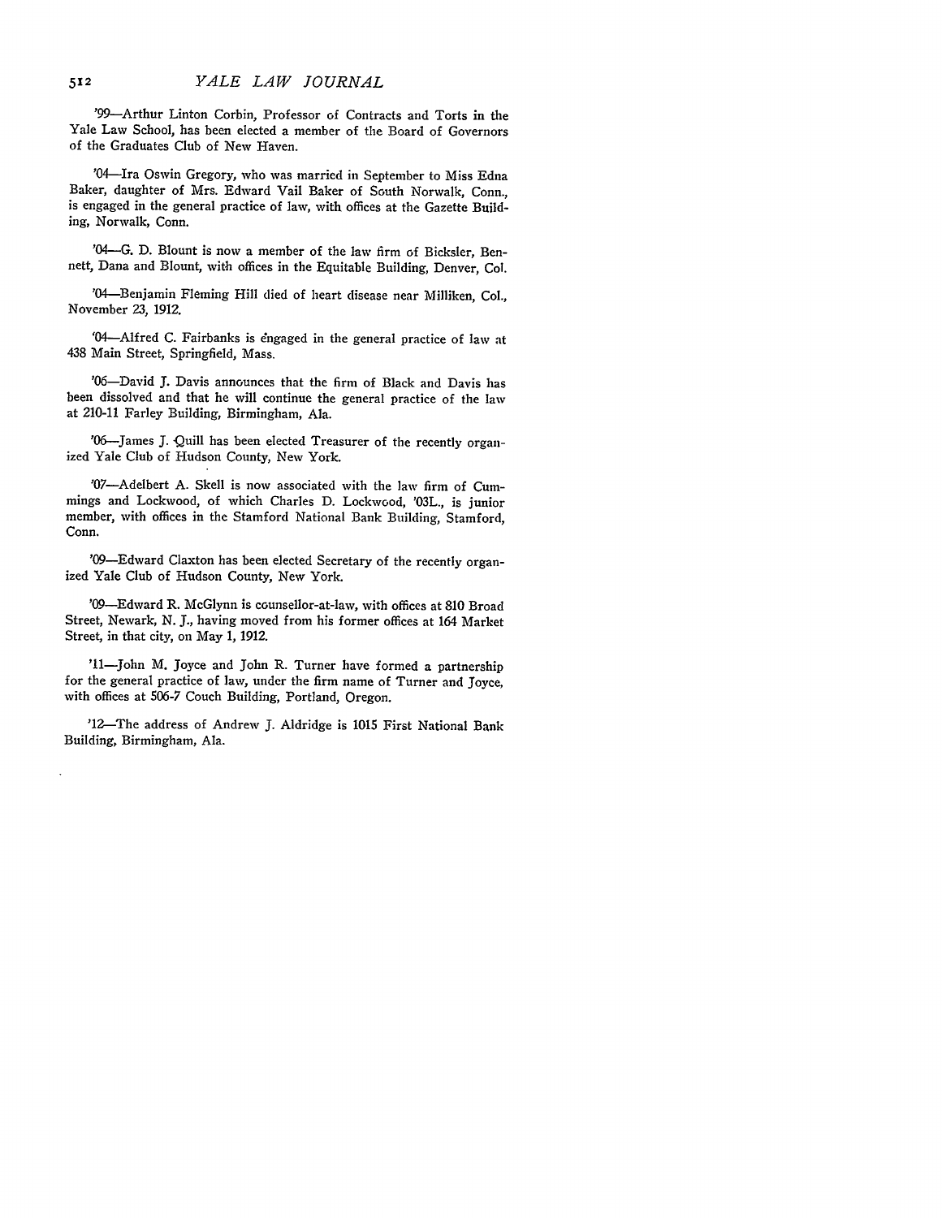'99—Arthur Linton Corbin, Professor of Contracts and Torts in the Yale Law School, has been elected a member of the Board of Governors of the Graduates Club of New Haven.

'04—Ira Oswin Gregory, who was married in September to Miss Edna Baker, daughter of Mrs. Edward Vail Baker of South Norwalk, Conn., is engaged in the general practice of law, with offices at the Gazette Building, Norwalk, Conn.

'04—G. D. Blount is now a member of the law firm of Bicksler, Bennett, Dana and Blount, with offices in the Equitable Building, Denver, Col.

'04—Benjamin Fleming Hill died of heart disease near Milliken, Col., November 23, 1912.

'04—Alfred C. Fairbanks is engaged in the general practice of law at 438 Main Street, Springfield, Mass.

'06—David J. Davis announces that the firm of Black and Davis has been dissolved and that he will continue the general practice of the law at 210-11 Farley Building, Birmingham, Ala.

'06—James J. Quill has been elected Treasurer of the recently organized Yale Club of Hudson County, New York.

'07—Adelbert A. Skell is now associated with the law firm of Cummings and Lockwood, of which Charles D. Lockwood, '03L., is junior member, with offices in the Stamford National Bank Building, Stamford, Conn.

'09—Edward Claxton has been elected Secretary of the recently organized Yale Club of Hudson County, New York.

'09—Edward R. McGlynn is counsellor-at-law, with offices at 810 Broad Street, Newark, N. J., having moved from his former offices at 164 Market Street, in that city, on May 1, 1912.

'11—John M. Joyce and John R. Turner have formed a partnership for the general practice of law, under the firm name of Turner and Joyce, with offices at 506-7 Couch Building, Portland, Oregon.

'12—The address of Andrew J. Aldridge is 1015 First National Bank Building, Birmingham, Ala.